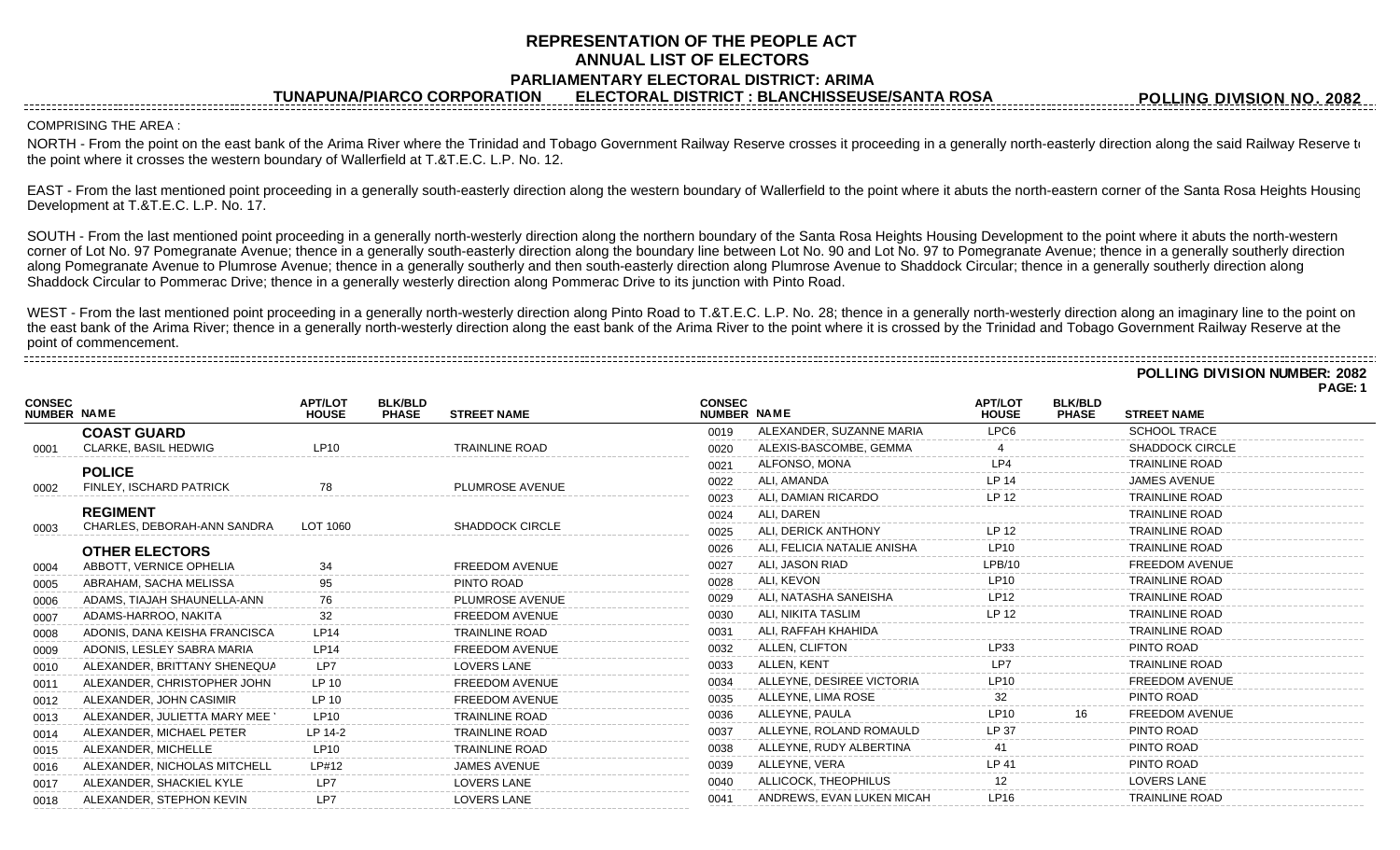# REPRESENTATION OF THE PEOPLE ACT
## ANNUAL LIST OF ELECTORS
### PARLIAMENTARY ELECTORAL DISTRICT: ARIMA

**TUNAPUNA/PIARCO CORPORATION** **ELECTORAL DISTRICT : BLANCHISSEUSE/SANTA ROSA** **POLLING DIVISION NO. 2082**

COMPRISING THE AREA :

NORTH - From the point on the east bank of the Arima River where the Trinidad and Tobago Government Railway Reserve crosses it proceeding in a generally north-easterly direction along the said Railway Reserve to the point where it crosses the western boundary of Wallerfield at T.&T.E.C. L.P. No. 12.

EAST - From the last mentioned point proceeding in a generally south-easterly direction along the western boundary of Wallerfield to the point where it abuts the north-eastern corner of the Santa Rosa Heights Housing Development at T.&T.E.C. L.P. No. 17.

SOUTH - From the last mentioned point proceeding in a generally north-westerly direction along the northern boundary of the Santa Rosa Heights Housing Development to the point where it abuts the north-western corner of Lot No. 97 Pomegranate Avenue; thence in a generally south-easterly direction along the boundary line between Lot No. 90 and Lot No. 97 to Pomegranate Avenue; thence in a generally southerly direction along Pomegranate Avenue to Plumrose Avenue; thence in a generally southerly and then south-easterly direction along Plumrose Avenue to Shaddock Circular; thence in a generally southerly direction along Shaddock Circular to Pommerac Drive; thence in a generally westerly direction along Pommerac Drive to its junction with Pinto Road.

WEST - From the last mentioned point proceeding in a generally north-westerly direction along Pinto Road to T.&T.E.C. L.P. No. 28; thence in a generally north-westerly direction along an imaginary line to the point on the east bank of the Arima River; thence in a generally north-westerly direction along the east bank of the Arima River to the point where it is crossed by the Trinidad and Tobago Government Railway Reserve at the point of commencement.

**POLLING DIVISION NUMBER: 2082**

| CONSEC NUMBER | NAME | APT/LOT HOUSE | BLK/BLD PHASE | STREET NAME |
|---|---|---|---|---|
| | **COAST GUARD** | | | |
| 0001 | CLARKE, BASIL HEDWIG | LP10 | | TRAINLINE ROAD |
| | **POLICE** | | | |
| 0002 | FINLEY, ISCHARD PATRICK | 78 | | PLUMROSE AVENUE |
| | **REGIMENT** | | | |
| 0003 | CHARLES, DEBORAH-ANN SANDRA | LOT 1060 | | SHADDOCK CIRCLE |
| | **OTHER ELECTORS** | | | |
| 0004 | ABBOTT, VERNICE OPHELIA | 34 | | FREEDOM AVENUE |
| 0005 | ABRAHAM, SACHA MELISSA | 95 | | PINTO ROAD |
| 0006 | ADAMS, TIAJAH SHAUNELLA-ANN | 76 | | PLUMROSE AVENUE |
| 0007 | ADAMS-HARROO, NAKITA | 32 | | FREEDOM AVENUE |
| 0008 | ADONIS, DANA KEISHA FRANCISCA | LP14 | | TRAINLINE ROAD |
| 0009 | ADONIS, LESLEY SABRA MARIA | LP14 | | FREEDOM AVENUE |
| 0010 | ALEXANDER, BRITTANY SHENEQUA | LP7 | | LOVERS LANE |
| 0011 | ALEXANDER, CHRISTOPHER JOHN | LP 10 | | FREEDOM AVENUE |
| 0012 | ALEXANDER, JOHN CASIMIR | LP 10 | | FREEDOM AVENUE |
| 0013 | ALEXANDER, JULIETTA MARY MEE | LP10 | | TRAINLINE ROAD |
| 0014 | ALEXANDER, MICHAEL PETER | LP 14-2 | | TRAINLINE ROAD |
| 0015 | ALEXANDER, MICHELLE | LP10 | | TRAINLINE ROAD |
| 0016 | ALEXANDER, NICHOLAS MITCHELL | LP#12 | | JAMES AVENUE |
| 0017 | ALEXANDER, SHACKIEL KYLE | LP7 | | LOVERS LANE |
| 0018 | ALEXANDER, STEPHON KEVIN | LP7 | | LOVERS LANE |
| 0019 | ALEXANDER, SUZANNE MARIA | LPC6 | | SCHOOL TRACE |
| 0020 | ALEXIS-BASCOMBE, GEMMA | 4 | | SHADDOCK CIRCLE |
| 0021 | ALFONSO, MONA | LP4 | | TRAINLINE ROAD |
| 0022 | ALI, AMANDA | LP 14 | | JAMES AVENUE |
| 0023 | ALI, DAMIAN RICARDO | LP 12 | | TRAINLINE ROAD |
| 0024 | ALI, DAREN | | | TRAINLINE ROAD |
| 0025 | ALI, DERICK ANTHONY | LP 12 | | TRAINLINE ROAD |
| 0026 | ALI, FELICIA NATALIE ANISHA | LP10 | | TRAINLINE ROAD |
| 0027 | ALI, JASON RIAD | LPB/10 | | FREEDOM AVENUE |
| 0028 | ALI, KEVON | LP10 | | TRAINLINE ROAD |
| 0029 | ALI, NATASHA SANEISHA | LP12 | | TRAINLINE ROAD |
| 0030 | ALI, NIKITA TASLIM | LP 12 | | TRAINLINE ROAD |
| 0031 | ALI, RAFFAH KHAHIDA | | | TRAINLINE ROAD |
| 0032 | ALLEN, CLIFTON | LP33 | | PINTO ROAD |
| 0033 | ALLEN, KENT | LP7 | | TRAINLINE ROAD |
| 0034 | ALLEYNE, DESIREE VICTORIA | LP10 | | FREEDOM AVENUE |
| 0035 | ALLEYNE, LIMA ROSE | 32 | | PINTO ROAD |
| 0036 | ALLEYNE, PAULA | LP10 | 16 | FREEDOM AVENUE |
| 0037 | ALLEYNE, ROLAND ROMAULD | LP 37 | | PINTO ROAD |
| 0038 | ALLEYNE, RUDY ALBERTINA | 41 | | PINTO ROAD |
| 0039 | ALLEYNE, VERA | LP 41 | | PINTO ROAD |
| 0040 | ALLICOCK, THEOPHILUS | 12 | | LOVERS LANE |
| 0041 | ANDREWS, EVAN LUKEN MICAH | LP16 | | TRAINLINE ROAD |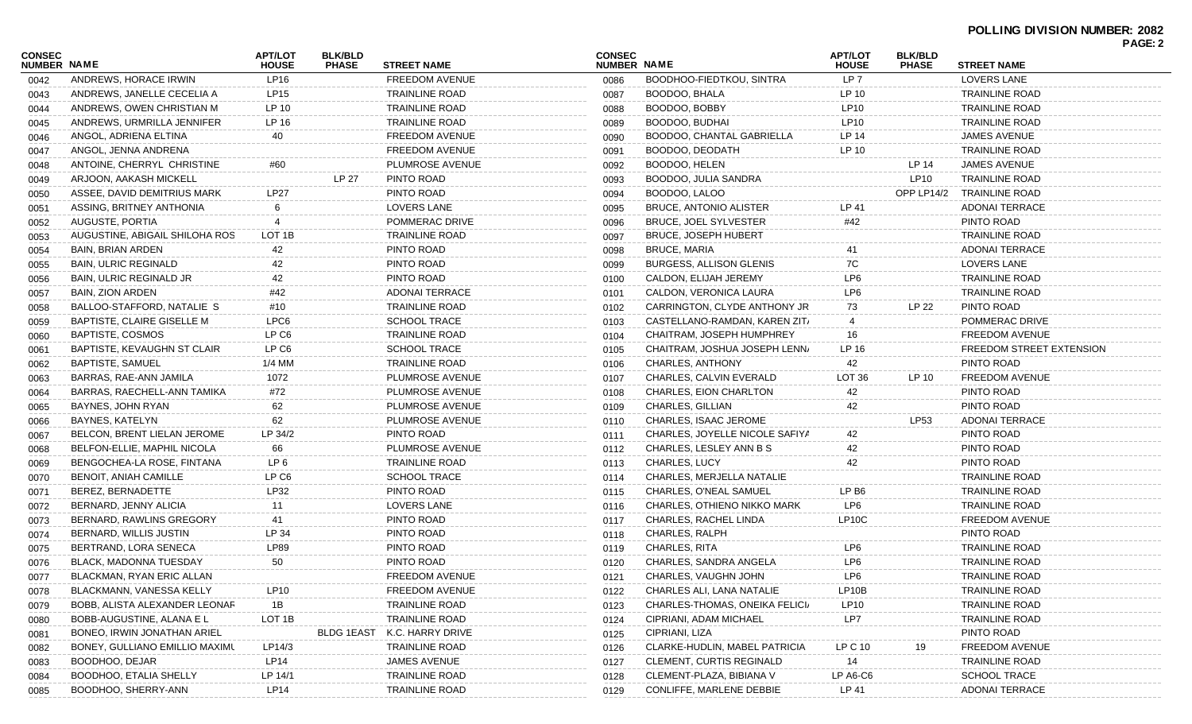**POLLING DIVISION NUMBER: 2082**

| CONSEC NUMBER | NAME | APT/LOT HOUSE | BLK/BLD PHASE | STREET NAME |
|---|---|---|---|---|
| 0042 | ANDREWS, HORACE IRWIN | LP16 | | FREEDOM AVENUE |
| 0043 | ANDREWS, JANELLE CECELIA A | LP15 | | TRAINLINE ROAD |
| 0044 | ANDREWS, OWEN CHRISTIAN M | LP 10 | | TRAINLINE ROAD |
| 0045 | ANDREWS, URMRILLA JENNIFER | LP 16 | | TRAINLINE ROAD |
| 0046 | ANGOL, ADRIENA ELTINA | 40 | | FREEDOM AVENUE |
| 0047 | ANGOL, JENNA ANDRENA | | | FREEDOM AVENUE |
| 0048 | ANTOINE, CHERRYL CHRISTINE | #60 | | PLUMROSE AVENUE |
| 0049 | ARJOON, AAKASH MICKELL | | LP 27 | PINTO ROAD |
| 0050 | ASSEE, DAVID DEMITRIUS MARK | LP27 | | PINTO ROAD |
| 0051 | ASSING, BRITNEY ANTHONIA | 6 | | LOVERS LANE |
| 0052 | AUGUSTE, PORTIA | 4 | | POMMERAC DRIVE |
| 0053 | AUGUSTINE, ABIGAIL SHILOHA ROS | LOT 1B | | TRAINLINE ROAD |
| 0054 | BAIN, BRIAN ARDEN | 42 | | PINTO ROAD |
| 0055 | BAIN, ULRIC REGINALD | 42 | | PINTO ROAD |
| 0056 | BAIN, ULRIC REGINALD JR | 42 | | PINTO ROAD |
| 0057 | BAIN, ZION ARDEN | #42 | | ADONAI TERRACE |
| 0058 | BALLOO-STAFFORD, NATALIE S | #10 | | TRAINLINE ROAD |
| 0059 | BAPTISTE, CLAIRE GISELLE M | LPC6 | | SCHOOL TRACE |
| 0060 | BAPTISTE, COSMOS | LP C6 | | TRAINLINE ROAD |
| 0061 | BAPTISTE, KEVAUGHN ST CLAIR | LP C6 | | SCHOOL TRACE |
| 0062 | BAPTISTE, SAMUEL | 1/4 MM | | TRAINLINE ROAD |
| 0063 | BARRAS, RAE-ANN JAMILA | 1072 | | PLUMROSE AVENUE |
| 0064 | BARRAS, RAECHELL-ANN TAMIKA | #72 | | PLUMROSE AVENUE |
| 0065 | BAYNES, JOHN RYAN | 62 | | PLUMROSE AVENUE |
| 0066 | BAYNES, KATELYN | 62 | | PLUMROSE AVENUE |
| 0067 | BELCON, BRENT LIELAN JEROME | LP 34/2 | | PINTO ROAD |
| 0068 | BELFON-ELLIE, MAPHIL NICOLA | 66 | | PLUMROSE AVENUE |
| 0069 | BENGOCHEA-LA ROSE, FINTANA | LP 6 | | TRAINLINE ROAD |
| 0070 | BENOIT, ANIAH CAMILLE | LP C6 | | SCHOOL TRACE |
| 0071 | BEREZ, BERNADETTE | LP32 | | PINTO ROAD |
| 0072 | BERNARD, JENNY ALICIA | 11 | | LOVERS LANE |
| 0073 | BERNARD, RAWLINS GREGORY | 41 | | PINTO ROAD |
| 0074 | BERNARD, WILLIS JUSTIN | LP 34 | | PINTO ROAD |
| 0075 | BERTRAND, LORA SENECA | LP89 | | PINTO ROAD |
| 0076 | BLACK, MADONNA TUESDAY | 50 | | PINTO ROAD |
| 0077 | BLACKMAN, RYAN ERIC ALLAN | | | FREEDOM AVENUE |
| 0078 | BLACKMANN, VANESSA KELLY | LP10 | | FREEDOM AVENUE |
| 0079 | BOBB, ALISTA ALEXANDER LEONAF | 1B | | TRAINLINE ROAD |
| 0080 | BOBB-AUGUSTINE, ALANA E L | LOT 1B | | TRAINLINE ROAD |
| 0081 | BONEO, IRWIN JONATHAN ARIEL | | BLDG 1EAST | K.C. HARRY DRIVE |
| 0082 | BONEY, GULLIANO EMILLIO MAXIMU | LP14/3 | | TRAINLINE ROAD |
| 0083 | BOODHOO, DEJAR | LP14 | | JAMES AVENUE |
| 0084 | BOODHOO, ETALIA SHELLY | LP 14/1 | | TRAINLINE ROAD |
| 0085 | BOODHOO, SHERRY-ANN | LP14 | | TRAINLINE ROAD |
| 0086 | BOODHOO-FIEDTKOU, SINTRA | LP 7 | | LOVERS LANE |
| 0087 | BOODOO, BHALA | LP 10 | | TRAINLINE ROAD |
| 0088 | BOODOO, BOBBY | LP10 | | TRAINLINE ROAD |
| 0089 | BOODOO, BUDHAI | LP10 | | TRAINLINE ROAD |
| 0090 | BOODOO, CHANTAL GABRIELLA | LP 14 | | JAMES AVENUE |
| 0091 | BOODOO, DEODATH | LP 10 | | TRAINLINE ROAD |
| 0092 | BOODOO, HELEN | | LP 14 | JAMES AVENUE |
| 0093 | BOODOO, JULIA SANDRA | | LP10 | TRAINLINE ROAD |
| 0094 | BOODOO, LALOO | | OPP LP14/2 | TRAINLINE ROAD |
| 0095 | BRUCE, ANTONIO ALISTER | LP 41 | | ADONAI TERRACE |
| 0096 | BRUCE, JOEL SYLVESTER | #42 | | PINTO ROAD |
| 0097 | BRUCE, JOSEPH HUBERT | | | TRAINLINE ROAD |
| 0098 | BRUCE, MARIA | 41 | | ADONAI TERRACE |
| 0099 | BURGESS, ALLISON GLENIS | 7C | | LOVERS LANE |
| 0100 | CALDON, ELIJAH JEREMY | LP6 | | TRAINLINE ROAD |
| 0101 | CALDON, VERONICA LAURA | LP6 | | TRAINLINE ROAD |
| 0102 | CARRINGTON, CLYDE ANTHONY JR | 73 | LP 22 | PINTO ROAD |
| 0103 | CASTELLANO-RAMDAN, KAREN ZIT/ | 4 | | POMMERAC DRIVE |
| 0104 | CHAITRAM, JOSEPH HUMPHREY | 16 | | FREEDOM AVENUE |
| 0105 | CHAITRAM, JOSHUA JOSEPH LENN/ | LP 16 | | FREEDOM STREET EXTENSION |
| 0106 | CHARLES, ANTHONY | 42 | | PINTO ROAD |
| 0107 | CHARLES, CALVIN EVERALD | LOT 36 | LP 10 | FREEDOM AVENUE |
| 0108 | CHARLES, EION CHARLTON | 42 | | PINTO ROAD |
| 0109 | CHARLES, GILLIAN | 42 | | PINTO ROAD |
| 0110 | CHARLES, ISAAC JEROME | | LP53 | ADONAI TERRACE |
| 0111 | CHARLES, JOYELLE NICOLE SAFIYA | 42 | | PINTO ROAD |
| 0112 | CHARLES, LESLEY ANN B S | 42 | | PINTO ROAD |
| 0113 | CHARLES, LUCY | 42 | | PINTO ROAD |
| 0114 | CHARLES, MERJELLA NATALIE | | | TRAINLINE ROAD |
| 0115 | CHARLES, O'NEAL SAMUEL | LP B6 | | TRAINLINE ROAD |
| 0116 | CHARLES, OTHIENO NIKKO MARK | LP6 | | TRAINLINE ROAD |
| 0117 | CHARLES, RACHEL LINDA | LP10C | | FREEDOM AVENUE |
| 0118 | CHARLES, RALPH | | | PINTO ROAD |
| 0119 | CHARLES, RITA | LP6 | | TRAINLINE ROAD |
| 0120 | CHARLES, SANDRA ANGELA | LP6 | | TRAINLINE ROAD |
| 0121 | CHARLES, VAUGHN JOHN | LP6 | | TRAINLINE ROAD |
| 0122 | CHARLES ALI, LANA NATALIE | LP10B | | TRAINLINE ROAD |
| 0123 | CHARLES-THOMAS, ONEIKA FELICI/ | LP10 | | TRAINLINE ROAD |
| 0124 | CIPRIANI, ADAM MICHAEL | LP7 | | TRAINLINE ROAD |
| 0125 | CIPRIANI, LIZA | | | PINTO ROAD |
| 0126 | CLARKE-HUDLIN, MABEL PATRICIA | LP C 10 | 19 | FREEDOM AVENUE |
| 0127 | CLEMENT, CURTIS REGINALD | 14 | | TRAINLINE ROAD |
| 0128 | CLEMENT-PLAZA, BIBIANA V | LP A6-C6 | | SCHOOL TRACE |
| 0129 | CONLIFFE, MARLENE DEBBIE | LP 41 | | ADONAI TERRACE |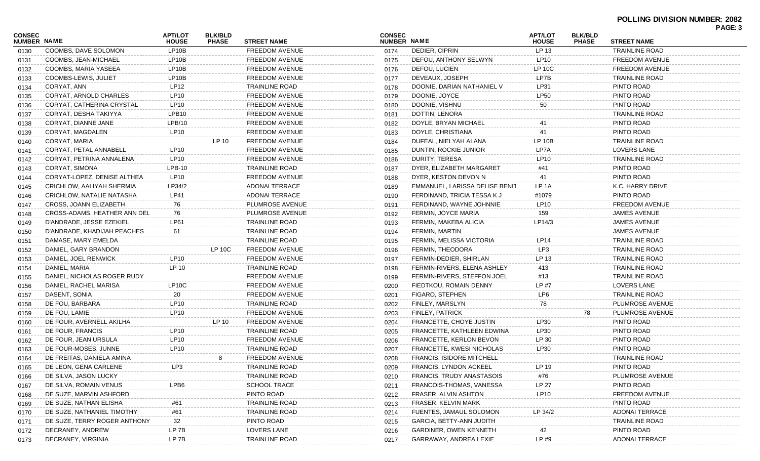**POLLING DIVISION NUMBER: 2082**

| CONSEC NUMBER | NAME | APT/LOT HOUSE | BLK/BLD PHASE | STREET NAME |
|---|---|---|---|---|
| 0130 | COOMBS, DAVE SOLOMON | LP10B | | FREEDOM AVENUE |
| 0131 | COOMBS, JEAN-MICHAEL | LP10B | | FREEDOM AVENUE |
| 0132 | COOMBS, MARIA YASEEA | LP10B | | FREEDOM AVENUE |
| 0133 | COOMBS-LEWIS, JULIET | LP10B | | FREEDOM AVENUE |
| 0134 | CORYAT, ANN | LP12 | | TRAINLINE ROAD |
| 0135 | CORYAT, ARNOLD CHARLES | LP10 | | FREEDOM AVENUE |
| 0136 | CORYAT, CATHERINA CRYSTAL | LP10 | | FREEDOM AVENUE |
| 0137 | CORYAT, DESHA TAKIYYA | LPB10 | | FREEDOM AVENUE |
| 0138 | CORYAT, DIANNE JANE | LPB/10 | | FREEDOM AVENUE |
| 0139 | CORYAT, MAGDALEN | LP10 | | FREEDOM AVENUE |
| 0140 | CORYAT, MARIA | | LP 10 | FREEDOM AVENUE |
| 0141 | CORYAT, PETAL ANNABELL | LP10 | | FREEDOM AVENUE |
| 0142 | CORYAT, PETRINA ANNALENA | LP10 | | FREEDOM AVENUE |
| 0143 | CORYAT, SIMONA | LPB-10 | | TRAINLINE ROAD |
| 0144 | CORYAT-LOPEZ, DENISE ALTHEA | LP10 | | FREEDOM AVENUE |
| 0145 | CRICHLOW, AALIYAH SHERMIA | LP34/2 | | ADONAI TERRACE |
| 0146 | CRICHLOW, NATALIE NATASHA | LP41 | | ADONAI TERRACE |
| 0147 | CROSS, JOANN ELIZABETH | 76 | | PLUMROSE AVENUE |
| 0148 | CROSS-ADAMS, HEATHER ANN DEL | 76 | | PLUMROSE AVENUE |
| 0149 | D'ANDRADE, JESSE EZEKIEL | LP61 | | TRAINLINE ROAD |
| 0150 | D'ANDRADE, KHADIJAH PEACHES | 61 | | TRAINLINE ROAD |
| 0151 | DAMASE, MARY EMELDA | | | TRAINLINE ROAD |
| 0152 | DANIEL, GARY BRANDON | | LP 10C | FREEDOM AVENUE |
| 0153 | DANIEL, JOEL RENWICK | LP10 | | FREEDOM AVENUE |
| 0154 | DANIEL, MARIA | LP 10 | | TRAINLINE ROAD |
| 0155 | DANIEL, NICHOLAS ROGER RUDY | | | FREEDOM AVENUE |
| 0156 | DANIEL, RACHEL MARISA | LP10C | | FREEDOM AVENUE |
| 0157 | DASENT, SONIA | 20 | | FREEDOM AVENUE |
| 0158 | DE FOU, BARBARA | LP10 | | TRAINLINE ROAD |
| 0159 | DE FOU, LAMIE | LP10 | | FREEDOM AVENUE |
| 0160 | DE FOUR, AVERNELL AKILHA | | LP 10 | FREEDOM AVENUE |
| 0161 | DE FOUR, FRANCIS | LP10 | | TRAINLINE ROAD |
| 0162 | DE FOUR, JEAN URSULA | LP10 | | FREEDOM AVENUE |
| 0163 | DE FOUR-MOSES, JUNNE | LP10 | | TRAINLINE ROAD |
| 0164 | DE FREITAS, DANIELA AMINA | | 8 | FREEDOM AVENUE |
| 0165 | DE LEON, GENA CARLENE | LP3 | | TRAINLINE ROAD |
| 0166 | DE SILVA, JASON LUCKY | | | TRAINLINE ROAD |
| 0167 | DE SILVA, ROMAIN VENUS | LPB6 | | SCHOOL TRACE |
| 0168 | DE SUZE, MARVIN ASHFORD | | | PINTO ROAD |
| 0169 | DE SUZE, NATHAN ELISHA | #61 | | TRAINLINE ROAD |
| 0170 | DE SUZE, NATHANIEL TIMOTHY | #61 | | TRAINLINE ROAD |
| 0171 | DE SUZE, TERRY ROGER ANTHONY | 32 | | PINTO ROAD |
| 0172 | DECRANEY, ANDREW | LP 7B | | LOVERS LANE |
| 0173 | DECRANEY, VIRGINIA | LP 7B | | TRAINLINE ROAD |
| 0174 | DEDIER, CIPRIN | LP 13 | | TRAINLINE ROAD |
| 0175 | DEFOU, ANTHONY SELWYN | LP10 | | FREEDOM AVENUE |
| 0176 | DEFOU, LUCIEN | LP 10C | | FREEDOM AVENUE |
| 0177 | DEVEAUX, JOSEPH | LP7B | | TRAINLINE ROAD |
| 0178 | DOONIE, DARIAN NATHANIEL V | LP31 | | PINTO ROAD |
| 0179 | DOONIE, JOYCE | LP50 | | PINTO ROAD |
| 0180 | DOONIE, VISHNU | 50 | | PINTO ROAD |
| 0181 | DOTTIN, LENORA | | | TRAINLINE ROAD |
| 0182 | DOYLE, BRYAN MICHAEL | 41 | | PINTO ROAD |
| 0183 | DOYLE, CHRISTIANA | 41 | | PINTO ROAD |
| 0184 | DUFEAL, NIELYAH ALANA | LP 10B | | TRAINLINE ROAD |
| 0185 | DUNTIN, ROCKIE JUNIOR | LP7A | | LOVERS LANE |
| 0186 | DURITY, TERESA | LP10 | | TRAINLINE ROAD |
| 0187 | DYER, ELIZABETH MARGARET | #41 | | PINTO ROAD |
| 0188 | DYER, KESTON DEVON N | 41 | | PINTO ROAD |
| 0189 | EMMANUEL, LARISSA DELISE BENIT | LP 1A | | K.C. HARRY DRIVE |
| 0190 | FERDINAND, TRICIA TESSA K J | #1079 | | PINTO ROAD |
| 0191 | FERDINAND, WAYNE JOHNNIE | LP10 | | FREEDOM AVENUE |
| 0192 | FERMIN, JOYCE MARIA | 159 | | JAMES AVENUE |
| 0193 | FERMIN, MAKEBA ALICIA | LP14/3 | | JAMES AVENUE |
| 0194 | FERMIN, MARTIN | | | JAMES AVENUE |
| 0195 | FERMIN, MELISSA VICTORIA | LP14 | | TRAINLINE ROAD |
| 0196 | FERMIN, THEODORA | LP3 | | TRAINLINE ROAD |
| 0197 | FERMIN-DEDIER, SHIRLAN | LP 13 | | TRAINLINE ROAD |
| 0198 | FERMIN-RIVERS, ELENA ASHLEY | 413 | | TRAINLINE ROAD |
| 0199 | FERMIN-RIVERS, STEFFON JOEL | #13 | | TRAINLINE ROAD |
| 0200 | FIEDTKOU, ROMAIN DENNY | LP #7 | | LOVERS LANE |
| 0201 | FIGARO, STEPHEN | LP6 | | TRAINLINE ROAD |
| 0202 | FINLEY, MARSLYN | 78 | | PLUMROSE AVENUE |
| 0203 | FINLEY, PATRICK | | 78 | PLUMROSE AVENUE |
| 0204 | FRANCETTE, CHOYE JUSTIN | LP30 | | PINTO ROAD |
| 0205 | FRANCETTE, KATHLEEN EDWINA | LP30 | | PINTO ROAD |
| 0206 | FRANCETTE, KERLON BEVON | LP 30 | | PINTO ROAD |
| 0207 | FRANCETTE, KWESI NICHOLAS | LP30 | | PINTO ROAD |
| 0208 | FRANCIS, ISIDORE MITCHELL | | | TRAINLINE ROAD |
| 0209 | FRANCIS, LYNDON ACKEEL | LP 19 | | PINTO ROAD |
| 0210 | FRANCIS, TRUDY ANASTASOIS | #76 | | PLUMROSE AVENUE |
| 0211 | FRANCOIS-THOMAS, VANESSA | LP 27 | | PINTO ROAD |
| 0212 | FRASER, ALVIN ASHTON | LP10 | | FREEDOM AVENUE |
| 0213 | FRASER, KELVIN MARK | | | PINTO ROAD |
| 0214 | FUENTES, JAMAUL SOLOMON | LP 34/2 | | ADONAI TERRACE |
| 0215 | GARCIA, BETTY-ANN JUDITH | | | TRAINLINE ROAD |
| 0216 | GARDINER, OWEN KENNETH | 42 | | PINTO ROAD |
| 0217 | GARRAWAY, ANDREA LEXIE | LP #9 | | ADONAI TERRACE |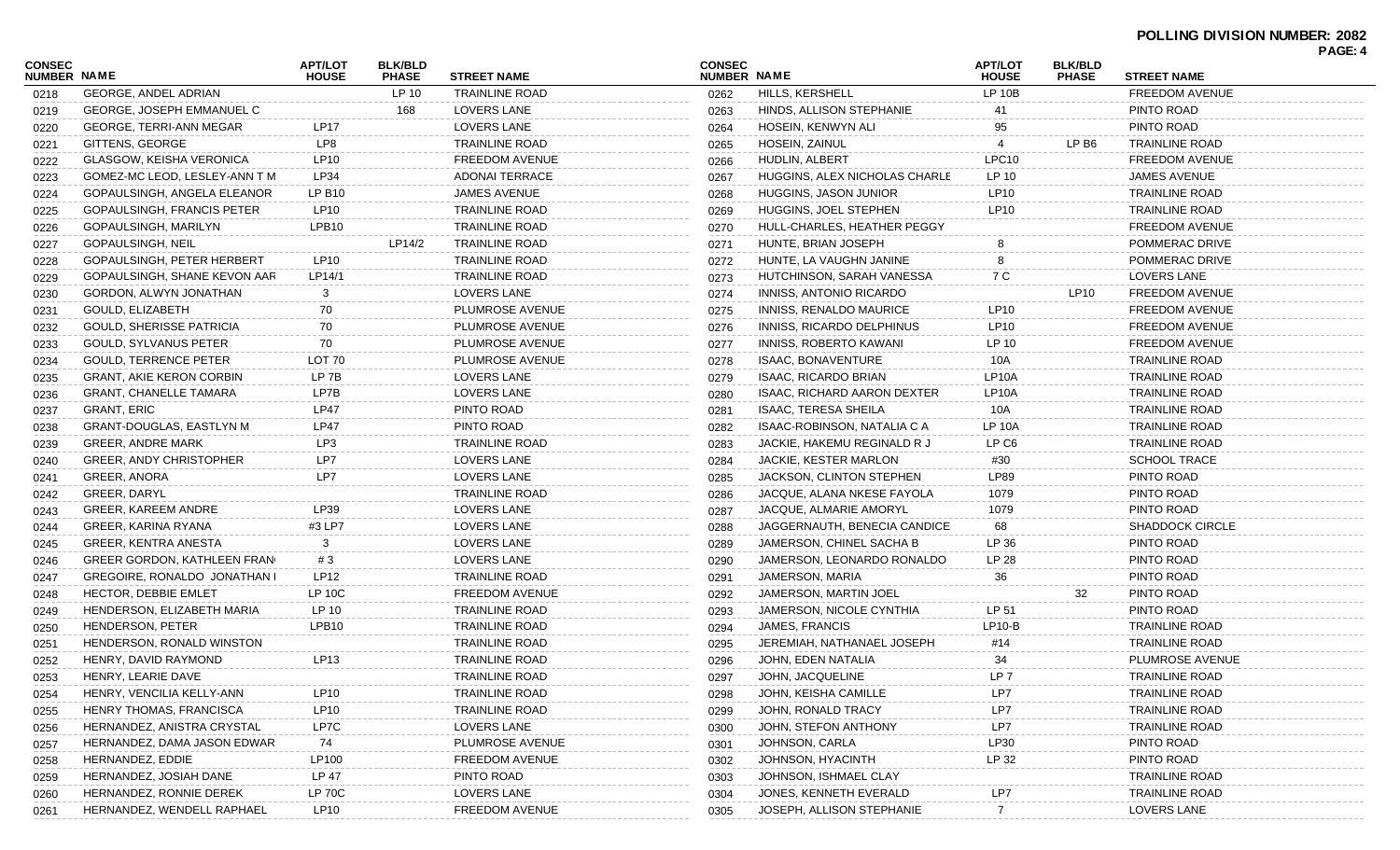**POLLING DIVISION NUMBER: 2082**

| CONSEC NUMBER | NAME | APT/LOT HOUSE | BLK/BLD PHASE | STREET NAME |
|---|---|---|---|---|
| 0218 | GEORGE, ANDEL ADRIAN | | LP 10 | TRAINLINE ROAD |
| 0219 | GEORGE, JOSEPH EMMANUEL C | | 168 | LOVERS LANE |
| 0220 | GEORGE, TERRI-ANN MEGAR | LP17 | | LOVERS LANE |
| 0221 | GITTENS, GEORGE | LP8 | | TRAINLINE ROAD |
| 0222 | GLASGOW, KEISHA VERONICA | LP10 | | FREEDOM AVENUE |
| 0223 | GOMEZ-MC LEOD, LESLEY-ANN T M | LP34 | | ADONAI TERRACE |
| 0224 | GOPAULSINGH, ANGELA ELEANOR | LP B10 | | JAMES AVENUE |
| 0225 | GOPAULSINGH, FRANCIS PETER | LP10 | | TRAINLINE ROAD |
| 0226 | GOPAULSINGH, MARILYN | LPB10 | | TRAINLINE ROAD |
| 0227 | GOPAULSINGH, NEIL | | LP14/2 | TRAINLINE ROAD |
| 0228 | GOPAULSINGH, PETER HERBERT | LP10 | | TRAINLINE ROAD |
| 0229 | GOPAULSINGH, SHANE KEVON AAR | LP14/1 | | TRAINLINE ROAD |
| 0230 | GORDON, ALWYN JONATHAN | 3 | | LOVERS LANE |
| 0231 | GOULD, ELIZABETH | 70 | | PLUMROSE AVENUE |
| 0232 | GOULD, SHERISSE PATRICIA | 70 | | PLUMROSE AVENUE |
| 0233 | GOULD, SYLVANUS PETER | 70 | | PLUMROSE AVENUE |
| 0234 | GOULD, TERRENCE PETER | LOT 70 | | PLUMROSE AVENUE |
| 0235 | GRANT, AKIE KERON CORBIN | LP 7B | | LOVERS LANE |
| 0236 | GRANT, CHANELLE TAMARA | LP7B | | LOVERS LANE |
| 0237 | GRANT, ERIC | LP47 | | PINTO ROAD |
| 0238 | GRANT-DOUGLAS, EASTLYN M | LP47 | | PINTO ROAD |
| 0239 | GREER, ANDRE MARK | LP3 | | TRAINLINE ROAD |
| 0240 | GREER, ANDY CHRISTOPHER | LP7 | | LOVERS LANE |
| 0241 | GREER, ANORA | LP7 | | LOVERS LANE |
| 0242 | GREER, DARYL | | | TRAINLINE ROAD |
| 0243 | GREER, KAREEM ANDRE | LP39 | | LOVERS LANE |
| 0244 | GREER, KARINA RYANA | #3 LP7 | | LOVERS LANE |
| 0245 | GREER, KENTRA ANESTA | 3 | | LOVERS LANE |
| 0246 | GREER GORDON, KATHLEEN FRAN | # 3 | | LOVERS LANE |
| 0247 | GREGOIRE, RONALDO JONATHAN I | LP12 | | TRAINLINE ROAD |
| 0248 | HECTOR, DEBBIE EMLET | LP 10C | | FREEDOM AVENUE |
| 0249 | HENDERSON, ELIZABETH MARIA | LP 10 | | TRAINLINE ROAD |
| 0250 | HENDERSON, PETER | LPB10 | | TRAINLINE ROAD |
| 0251 | HENDERSON, RONALD WINSTON | | | TRAINLINE ROAD |
| 0252 | HENRY, DAVID RAYMOND | LP13 | | TRAINLINE ROAD |
| 0253 | HENRY, LEARIE DAVE | | | TRAINLINE ROAD |
| 0254 | HENRY, VENCILIA KELLY-ANN | LP10 | | TRAINLINE ROAD |
| 0255 | HENRY THOMAS, FRANCISCA | LP10 | | TRAINLINE ROAD |
| 0256 | HERNANDEZ, ANISTRA CRYSTAL | LP7C | | LOVERS LANE |
| 0257 | HERNANDEZ, DAMA JASON EDWAR | 74 | | PLUMROSE AVENUE |
| 0258 | HERNANDEZ, EDDIE | LP100 | | FREEDOM AVENUE |
| 0259 | HERNANDEZ, JOSIAH DANE | LP 47 | | PINTO ROAD |
| 0260 | HERNANDEZ, RONNIE DEREK | LP 70C | | LOVERS LANE |
| 0261 | HERNANDEZ, WENDELL RAPHAEL | LP10 | | FREEDOM AVENUE |
| 0262 | HILLS, KERSHELL | LP 10B | | FREEDOM AVENUE |
| 0263 | HINDS, ALLISON STEPHANIE | 41 | | PINTO ROAD |
| 0264 | HOSEIN, KENWYN ALI | 95 | | PINTO ROAD |
| 0265 | HOSEIN, ZAINUL | 4 | LP B6 | TRAINLINE ROAD |
| 0266 | HUDLIN, ALBERT | LPC10 | | FREEDOM AVENUE |
| 0267 | HUGGINS, ALEX NICHOLAS CHARLE | LP 10 | | JAMES AVENUE |
| 0268 | HUGGINS, JASON JUNIOR | LP10 | | TRAINLINE ROAD |
| 0269 | HUGGINS, JOEL STEPHEN | LP10 | | TRAINLINE ROAD |
| 0270 | HULL-CHARLES, HEATHER PEGGY | | | FREEDOM AVENUE |
| 0271 | HUNTE, BRIAN JOSEPH | 8 | | POMMERAC DRIVE |
| 0272 | HUNTE, LA VAUGHN JANINE | 8 | | POMMERAC DRIVE |
| 0273 | HUTCHINSON, SARAH VANESSA | 7 C | | LOVERS LANE |
| 0274 | INNISS, ANTONIO RICARDO | | LP10 | FREEDOM AVENUE |
| 0275 | INNISS, RENALDO MAURICE | LP10 | | FREEDOM AVENUE |
| 0276 | INNISS, RICARDO DELPHINUS | LP10 | | FREEDOM AVENUE |
| 0277 | INNISS, ROBERTO KAWANI | LP 10 | | FREEDOM AVENUE |
| 0278 | ISAAC, BONAVENTURE | 10A | | TRAINLINE ROAD |
| 0279 | ISAAC, RICARDO BRIAN | LP10A | | TRAINLINE ROAD |
| 0280 | ISAAC, RICHARD AARON DEXTER | LP10A | | TRAINLINE ROAD |
| 0281 | ISAAC, TERESA SHEILA | 10A | | TRAINLINE ROAD |
| 0282 | ISAAC-ROBINSON, NATALIA C A | LP 10A | | TRAINLINE ROAD |
| 0283 | JACKIE, HAKEMU REGINALD R J | LP C6 | | TRAINLINE ROAD |
| 0284 | JACKIE, KESTER MARLON | #30 | | SCHOOL TRACE |
| 0285 | JACKSON, CLINTON STEPHEN | LP89 | | PINTO ROAD |
| 0286 | JACQUE, ALANA NKESE FAYOLA | 1079 | | PINTO ROAD |
| 0287 | JACQUE, ALMARIE AMORYL | 1079 | | PINTO ROAD |
| 0288 | JAGGERNAUTH, BENECIA CANDICE | 68 | | SHADDOCK CIRCLE |
| 0289 | JAMERSON, CHINEL SACHA B | LP 36 | | PINTO ROAD |
| 0290 | JAMERSON, LEONARDO RONALDO | LP 28 | | PINTO ROAD |
| 0291 | JAMERSON, MARIA | 36 | | PINTO ROAD |
| 0292 | JAMERSON, MARTIN JOEL | | 32 | PINTO ROAD |
| 0293 | JAMERSON, NICOLE CYNTHIA | LP 51 | | PINTO ROAD |
| 0294 | JAMES, FRANCIS | LP10-B | | TRAINLINE ROAD |
| 0295 | JEREMIAH, NATHANAEL JOSEPH | #14 | | TRAINLINE ROAD |
| 0296 | JOHN, EDEN NATALIA | 34 | | PLUMROSE AVENUE |
| 0297 | JOHN, JACQUELINE | LP 7 | | TRAINLINE ROAD |
| 0298 | JOHN, KEISHA CAMILLE | LP7 | | TRAINLINE ROAD |
| 0299 | JOHN, RONALD TRACY | LP7 | | TRAINLINE ROAD |
| 0300 | JOHN, STEFON ANTHONY | LP7 | | TRAINLINE ROAD |
| 0301 | JOHNSON, CARLA | LP30 | | PINTO ROAD |
| 0302 | JOHNSON, HYACINTH | LP 32 | | PINTO ROAD |
| 0303 | JOHNSON, ISHMAEL CLAY | | | TRAINLINE ROAD |
| 0304 | JONES, KENNETH EVERALD | LP7 | | TRAINLINE ROAD |
| 0305 | JOSEPH, ALLISON STEPHANIE | 7 | | LOVERS LANE |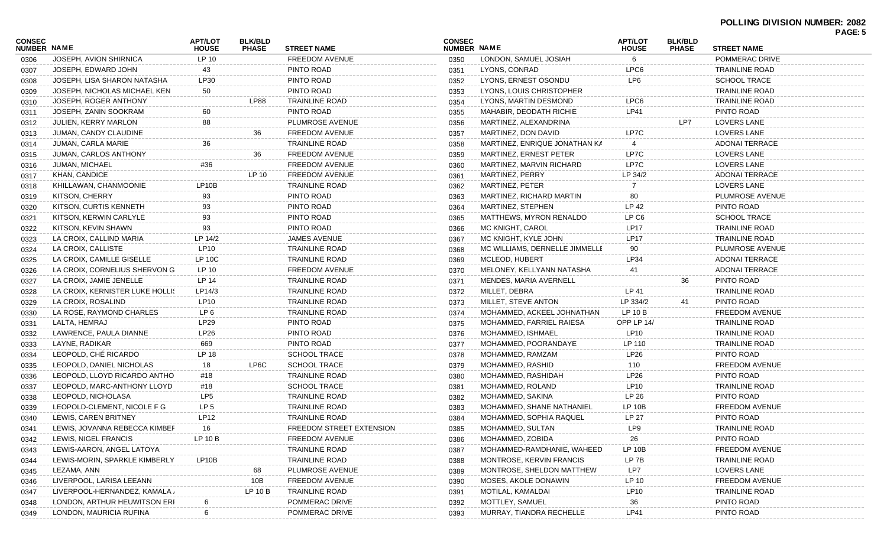**POLLING DIVISION NUMBER: 2082**

| CONSEC NUMBER | NAME | APT/LOT HOUSE | BLK/BLD PHASE | STREET NAME |
|---|---|---|---|---|
| 0306 | JOSEPH, AVION SHIRNICA | LP 10 | | FREEDOM AVENUE |
| 0307 | JOSEPH, EDWARD JOHN | 43 | | PINTO ROAD |
| 0308 | JOSEPH, LISA SHARON NATASHA | LP30 | | PINTO ROAD |
| 0309 | JOSEPH, NICHOLAS MICHAEL KEN | 50 | | PINTO ROAD |
| 0310 | JOSEPH, ROGER ANTHONY | | LP88 | TRAINLINE ROAD |
| 0311 | JOSEPH, ZANIN SOOKRAM | 60 | | PINTO ROAD |
| 0312 | JULIEN, KERRY MARLON | 88 | | PLUMROSE AVENUE |
| 0313 | JUMAN, CANDY CLAUDINE | | 36 | FREEDOM AVENUE |
| 0314 | JUMAN, CARLA MARIE | 36 | | TRAINLINE ROAD |
| 0315 | JUMAN, CARLOS ANTHONY | | 36 | FREEDOM AVENUE |
| 0316 | JUMAN, MICHAEL | #36 | | FREEDOM AVENUE |
| 0317 | KHAN, CANDICE | | LP 10 | FREEDOM AVENUE |
| 0318 | KHILLAWAN, CHANMOONIE | LP10B | | TRAINLINE ROAD |
| 0319 | KITSON, CHERRY | 93 | | PINTO ROAD |
| 0320 | KITSON, CURTIS KENNETH | 93 | | PINTO ROAD |
| 0321 | KITSON, KERWIN CARLYLE | 93 | | PINTO ROAD |
| 0322 | KITSON, KEVIN SHAWN | 93 | | PINTO ROAD |
| 0323 | LA CROIX, CALLIND MARIA | LP 14/2 | | JAMES AVENUE |
| 0324 | LA CROIX, CALLISTE | LP10 | | TRAINLINE ROAD |
| 0325 | LA CROIX, CAMILLE GISELLE | LP 10C | | TRAINLINE ROAD |
| 0326 | LA CROIX, CORNELIUS SHERVON G | LP 10 | | FREEDOM AVENUE |
| 0327 | LA CROIX, JAMIE JENELLE | LP 14 | | TRAINLINE ROAD |
| 0328 | LA CROIX, KERNISTER LUKE HOLLIS | LP14/3 | | TRAINLINE ROAD |
| 0329 | LA CROIX, ROSALIND | LP10 | | TRAINLINE ROAD |
| 0330 | LA ROSE, RAYMOND CHARLES | LP 6 | | TRAINLINE ROAD |
| 0331 | LALTA, HEMRAJ | LP29 | | PINTO ROAD |
| 0332 | LAWRENCE, PAULA DIANNE | LP26 | | PINTO ROAD |
| 0333 | LAYNE, RADIKAR | 669 | | PINTO ROAD |
| 0334 | LEOPOLD, CHÉ RICARDO | LP 18 | | SCHOOL TRACE |
| 0335 | LEOPOLD, DANIEL NICHOLAS | 18 | LP6C | SCHOOL TRACE |
| 0336 | LEOPOLD, LLOYD RICARDO ANTHO | #18 | | TRAINLINE ROAD |
| 0337 | LEOPOLD, MARC-ANTHONY LLOYD | #18 | | SCHOOL TRACE |
| 0338 | LEOPOLD, NICHOLASA | LP5 | | TRAINLINE ROAD |
| 0339 | LEOPOLD-CLEMENT, NICOLE F G | LP 5 | | TRAINLINE ROAD |
| 0340 | LEWIS, CAREN BRITNEY | LP12 | | TRAINLINE ROAD |
| 0341 | LEWIS, JOVANNA REBECCA KIMBEF | 16 | | FREEDOM STREET EXTENSION |
| 0342 | LEWIS, NIGEL FRANCIS | LP 10 B | | FREEDOM AVENUE |
| 0343 | LEWIS-AARON, ANGEL LATOYA | | | TRAINLINE ROAD |
| 0344 | LEWIS-MORIN, SPARKLE KIMBERLY | LP10B | | TRAINLINE ROAD |
| 0345 | LEZAMA, ANN | | 68 | PLUMROSE AVENUE |
| 0346 | LIVERPOOL, LARISA LEEANN | | 10B | FREEDOM AVENUE |
| 0347 | LIVERPOOL-HERNANDEZ, KAMALA / | | LP 10 B | TRAINLINE ROAD |
| 0348 | LONDON, ARTHUR HEUWITSON ERI | 6 | | POMMERAC DRIVE |
| 0349 | LONDON, MAURICIA RUFINA | 6 | | POMMERAC DRIVE |
| 0350 | LONDON, SAMUEL JOSIAH | 6 | | POMMERAC DRIVE |
| 0351 | LYONS, CONRAD | LPC6 | | TRAINLINE ROAD |
| 0352 | LYONS, ERNEST OSONDU | LP6 | | SCHOOL TRACE |
| 0353 | LYONS, LOUIS CHRISTOPHER | | | TRAINLINE ROAD |
| 0354 | LYONS, MARTIN DESMOND | LPC6 | | TRAINLINE ROAD |
| 0355 | MAHABIR, DEODATH RICHIE | LP41 | | PINTO ROAD |
| 0356 | MARTINEZ, ALEXANDRINA | | LP7 | LOVERS LANE |
| 0357 | MARTINEZ, DON DAVID | LP7C | | LOVERS LANE |
| 0358 | MARTINEZ, ENRIQUE JONATHAN KA | 4 | | ADONAI TERRACE |
| 0359 | MARTINEZ, ERNEST PETER | LP7C | | LOVERS LANE |
| 0360 | MARTINEZ, MARVIN RICHARD | LP7C | | LOVERS LANE |
| 0361 | MARTINEZ, PERRY | LP 34/2 | | ADONAI TERRACE |
| 0362 | MARTINEZ, PETER | 7 | | LOVERS LANE |
| 0363 | MARTINEZ, RICHARD MARTIN | 80 | | PLUMROSE AVENUE |
| 0364 | MARTINEZ, STEPHEN | LP 42 | | PINTO ROAD |
| 0365 | MATTHEWS, MYRON RENALDO | LP C6 | | SCHOOL TRACE |
| 0366 | MC KNIGHT, CAROL | LP17 | | TRAINLINE ROAD |
| 0367 | MC KNIGHT, KYLE JOHN | LP17 | | TRAINLINE ROAD |
| 0368 | MC WILLIAMS, DERNELLE JIMMELLE | 90 | | PLUMROSE AVENUE |
| 0369 | MCLEOD, HUBERT | LP34 | | ADONAI TERRACE |
| 0370 | MELONEY, KELLYANN NATASHA | 41 | | ADONAI TERRACE |
| 0371 | MENDES, MARIA AVERNELL | | 36 | PINTO ROAD |
| 0372 | MILLET, DEBRA | LP 41 | | TRAINLINE ROAD |
| 0373 | MILLET, STEVE ANTON | LP 334/2 | 41 | PINTO ROAD |
| 0374 | MOHAMMED, ACKEEL JOHNATHAN | LP 10 B | | FREEDOM AVENUE |
| 0375 | MOHAMMED, FARRIEL RAIESA | OPP LP 14/ | | TRAINLINE ROAD |
| 0376 | MOHAMMED, ISHMAEL | LP10 | | TRAINLINE ROAD |
| 0377 | MOHAMMED, POORANDAYE | LP 110 | | TRAINLINE ROAD |
| 0378 | MOHAMMED, RAMZAM | LP26 | | PINTO ROAD |
| 0379 | MOHAMMED, RASHID | 110 | | FREEDOM AVENUE |
| 0380 | MOHAMMED, RASHIDAH | LP26 | | PINTO ROAD |
| 0381 | MOHAMMED, ROLAND | LP10 | | TRAINLINE ROAD |
| 0382 | MOHAMMED, SAKINA | LP 26 | | PINTO ROAD |
| 0383 | MOHAMMED, SHANE NATHANIEL | LP 10B | | FREEDOM AVENUE |
| 0384 | MOHAMMED, SOPHIA RAQUEL | LP 27 | | PINTO ROAD |
| 0385 | MOHAMMED, SULTAN | LP9 | | TRAINLINE ROAD |
| 0386 | MOHAMMED, ZOBIDA | 26 | | PINTO ROAD |
| 0387 | MOHAMMED-RAMDHANIE, WAHEED | LP 10B | | FREEDOM AVENUE |
| 0388 | MONTROSE, KERVIN FRANCIS | LP 7B | | TRAINLINE ROAD |
| 0389 | MONTROSE, SHELDON MATTHEW | LP7 | | LOVERS LANE |
| 0390 | MOSES, AKOLE DONAWIN | LP 10 | | FREEDOM AVENUE |
| 0391 | MOTILAL, KAMALDAI | LP10 | | TRAINLINE ROAD |
| 0392 | MOTTLEY, SAMUEL | 36 | | PINTO ROAD |
| 0393 | MURRAY, TIANDRA RECHELLE | LP41 | | PINTO ROAD |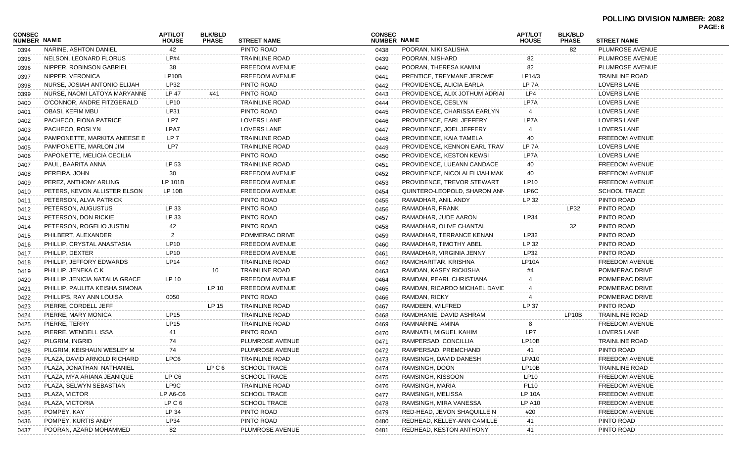**POLLING DIVISION NUMBER: 2082**

| CONSEC NUMBER | NAME | APT/LOT HOUSE | BLK/BLD PHASE | STREET NAME |
|---|---|---|---|---|
| 0394 | NARINE, ASHTON DANIEL | 42 | | PINTO ROAD |
| 0395 | NELSON, LEONARD FLORUS | LP#4 | | TRAINLINE ROAD |
| 0396 | NIPPER, ROBINSON GABRIEL | 38 | | FREEDOM AVENUE |
| 0397 | NIPPER, VERONICA | LP10B | | FREEDOM AVENUE |
| 0398 | NURSE, JOSIAH ANTONIO ELIJAH | LP32 | | PINTO ROAD |
| 0399 | NURSE, NAOMI LATOYA MARYANNE | LP 47 | #41 | PINTO ROAD |
| 0400 | O'CONNOR, ANDRE FITZGERALD | LP10 | | TRAINLINE ROAD |
| 0401 | OBASI, KEFIM MBU | LP31 | | PINTO ROAD |
| 0402 | PACHECO, FIONA PATRICE | LP7 | | LOVERS LANE |
| 0403 | PACHECO, ROSLYN | LPA7 | | LOVERS LANE |
| 0404 | PAMPONETTE, MARKITA ANEESE E | LP 7 | | TRAINLINE ROAD |
| 0405 | PAMPONETTE, MARLON JIM | LP7 | | TRAINLINE ROAD |
| 0406 | PAPONETTE, MELICIA CECILIA | | | PINTO ROAD |
| 0407 | PAUL, BAARITA ANNA | LP 53 | | TRAINLINE ROAD |
| 0408 | PEREIRA, JOHN | 30 | | FREEDOM AVENUE |
| 0409 | PEREZ, ANTHONY ARLING | LP 101B | | FREEDOM AVENUE |
| 0410 | PETERS, KEVON ALLISTER ELSON | LP 10B | | FREEDOM AVENUE |
| 0411 | PETERSON, ALVA PATRICK | | | PINTO ROAD |
| 0412 | PETERSON, AUGUSTUS | LP 33 | | PINTO ROAD |
| 0413 | PETERSON, DON RICKIE | LP 33 | | PINTO ROAD |
| 0414 | PETERSON, ROGELIO JUSTIN | 42 | | PINTO ROAD |
| 0415 | PHILBERT, ALEXANDER | 2 | | POMMERAC DRIVE |
| 0416 | PHILLIP, CRYSTAL ANASTASIA | LP10 | | FREEDOM AVENUE |
| 0417 | PHILLIP, DEXTER | LP10 | | FREEDOM AVENUE |
| 0418 | PHILLIP, JEFFORY EDWARDS | LP14 | | TRAINLINE ROAD |
| 0419 | PHILLIP, JENEKA C K | | 10 | TRAINLINE ROAD |
| 0420 | PHILLIP, JENICIA NATALIA GRACE | LP 10 | | FREEDOM AVENUE |
| 0421 | PHILLIP, PAULITA KEISHA SIMONA | | LP 10 | FREEDOM AVENUE |
| 0422 | PHILLIPS, RAY ANN LOUISA | 0050 | | PINTO ROAD |
| 0423 | PIERRE, CORDELL JEFF | | LP 15 | TRAINLINE ROAD |
| 0424 | PIERRE, MARY MONICA | LP15 | | TRAINLINE ROAD |
| 0425 | PIERRE, TERRY | LP15 | | TRAINLINE ROAD |
| 0426 | PIERRE, WENDELL ISSA | 41 | | PINTO ROAD |
| 0427 | PILGRIM, INGRID | 74 | | PLUMROSE AVENUE |
| 0428 | PILGRIM, KEISHAUN WESLEY M | 74 | | PLUMROSE AVENUE |
| 0429 | PLAZA, DAVID ARNOLD RICHARD | LPC6 | | TRAINLINE ROAD |
| 0430 | PLAZA, JONATHAN NATHANIEL | | LP C 6 | SCHOOL TRACE |
| 0431 | PLAZA, MYA ARIANA JEANIQUE | LP C6 | | SCHOOL TRACE |
| 0432 | PLAZA, SELWYN SEBASTIAN | LP9C | | TRAINLINE ROAD |
| 0433 | PLAZA, VICTOR | LP A6-C6 | | SCHOOL TRACE |
| 0434 | PLAZA, VICTORIA | LP C 6 | | SCHOOL TRACE |
| 0435 | POMPEY, KAY | LP 34 | | PINTO ROAD |
| 0436 | POMPEY, KURTIS ANDY | LP34 | | PINTO ROAD |
| 0437 | POORAN, AZARD MOHAMMED | 82 | | PLUMROSE AVENUE |
| 0438 | POORAN, NIKI SALISHA | | 82 | PLUMROSE AVENUE |
| 0439 | POORAN, NISHARD | 82 | | PLUMROSE AVENUE |
| 0440 | POORAN, THERESA KAMINI | 82 | | PLUMROSE AVENUE |
| 0441 | PRENTICE, TREYMANE JEROME | LP14/3 | | TRAINLINE ROAD |
| 0442 | PROVIDENCE, ALICIA EARLA | LP 7A | | LOVERS LANE |
| 0443 | PROVIDENCE, ALIX JOTHUM ADRIAI | LP4 | | LOVERS LANE |
| 0444 | PROVIDENCE, CESLYN | LP7A | | LOVERS LANE |
| 0445 | PROVIDENCE, CHARISSA EARLYN | 4 | | LOVERS LANE |
| 0446 | PROVIDENCE, EARL JEFFERY | LP7A | | LOVERS LANE |
| 0447 | PROVIDENCE, JOEL JEFFERY | 4 | | LOVERS LANE |
| 0448 | PROVIDENCE, KAIA TAMELA | 40 | | FREEDOM AVENUE |
| 0449 | PROVIDENCE, KENNON EARL TRAV | LP 7A | | LOVERS LANE |
| 0450 | PROVIDENCE, KESTON KEWSI | LP7A | | LOVERS LANE |
| 0451 | PROVIDENCE, LUEANN CANDACE | 40 | | FREEDOM AVENUE |
| 0452 | PROVIDENCE, NICOLAI ELIJAH MAK | 40 | | FREEDOM AVENUE |
| 0453 | PROVIDENCE, TREVOR STEWART | LP10 | | FREEDOM AVENUE |
| 0454 | QUINTERO-LEOPOLD, SHARON ANN | LP6C | | SCHOOL TRACE |
| 0455 | RAMADHAR, ANIL ANDY | LP 32 | | PINTO ROAD |
| 0456 | RAMADHAR, FRANK | | LP32 | PINTO ROAD |
| 0457 | RAMADHAR, JUDE AARON | LP34 | | PINTO ROAD |
| 0458 | RAMADHAR, OLIVE CHANTAL | | 32 | PINTO ROAD |
| 0459 | RAMADHAR, TERRANCE KENAN | LP32 | | PINTO ROAD |
| 0460 | RAMADHAR, TIMOTHY ABEL | LP 32 | | PINTO ROAD |
| 0461 | RAMADHAR, VIRGINIA JENNY | LP32 | | PINTO ROAD |
| 0462 | RAMCHARITAR, KRISHNA | LP10A | | FREEDOM AVENUE |
| 0463 | RAMDAN, KASEY RICKISHA | #4 | | POMMERAC DRIVE |
| 0464 | RAMDAN, PEARL CHRISTIANA | 4 | | POMMERAC DRIVE |
| 0465 | RAMDAN, RICARDO MICHAEL DAVIL | 4 | | POMMERAC DRIVE |
| 0466 | RAMDAN, RICKY | 4 | | POMMERAC DRIVE |
| 0467 | RAMDEEN, WILFRED | LP 37 | | PINTO ROAD |
| 0468 | RAMDHANIE, DAVID ASHRAM | | LP10B | TRAINLINE ROAD |
| 0469 | RAMNARINE, AMINA | 8 | | FREEDOM AVENUE |
| 0470 | RAMNATH, MIGUEL KAHIM | LP7 | | LOVERS LANE |
| 0471 | RAMPERSAD, CONCILLIA | LP10B | | TRAINLINE ROAD |
| 0472 | RAMPERSAD, PREMCHAND | 41 | | PINTO ROAD |
| 0473 | RAMSINGH, DAVID DANESH | LPA10 | | FREEDOM AVENUE |
| 0474 | RAMSINGH, DOON | LP10B | | TRAINLINE ROAD |
| 0475 | RAMSINGH, KISSOON | LP10 | | FREEDOM AVENUE |
| 0476 | RAMSINGH, MARIA | PL10 | | FREEDOM AVENUE |
| 0477 | RAMSINGH, MELISSA | LP 10A | | FREEDOM AVENUE |
| 0478 | RAMSINGH, MIRA VANESSA | LP A10 | | FREEDOM AVENUE |
| 0479 | RED-HEAD, JEVON SHAQUILLE N | #20 | | FREEDOM AVENUE |
| 0480 | REDHEAD, KELLEY-ANN CAMILLE | 41 | | PINTO ROAD |
| 0481 | REDHEAD, KESTON ANTHONY | 41 | | PINTO ROAD |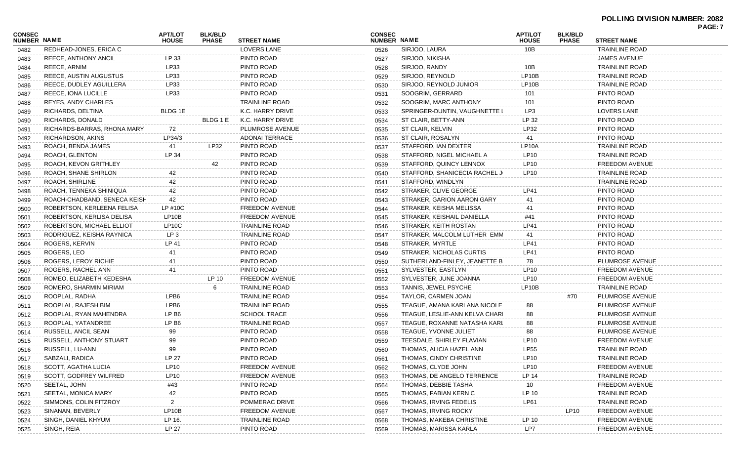**POLLING DIVISION NUMBER: 2082**

| CONSEC NUMBER | NAME | APT/LOT HOUSE | BLK/BLD PHASE | STREET NAME |
|---|---|---|---|---|
| 0482 | REDHEAD-JONES, ERICA C | | | LOVERS LANE |
| 0483 | REECE, ANTHONY ANCIL | LP 33 | | PINTO ROAD |
| 0484 | REECE, ARNIM | LP33 | | PINTO ROAD |
| 0485 | REECE, AUSTIN AUGUSTUS | LP33 | | PINTO ROAD |
| 0486 | REECE, DUDLEY AGUILLERA | LP33 | | PINTO ROAD |
| 0487 | REECE, IONA LUCILLE | LP33 | | PINTO ROAD |
| 0488 | REYES, ANDY CHARLES | | | TRAINLINE ROAD |
| 0489 | RICHARDS, DELTINA | BLDG 1E | | K.C. HARRY DRIVE |
| 0490 | RICHARDS, DONALD | | BLDG 1 E | K.C. HARRY DRIVE |
| 0491 | RICHARDS-BARRAS, RHONA MARY | 72 | | PLUMROSE AVENUE |
| 0492 | RICHARDSON, AKINS | LP34/3 | | ADONAI TERRACE |
| 0493 | ROACH, BENDA JAMES | 41 | LP32 | PINTO ROAD |
| 0494 | ROACH, GLENTON | LP 34 | | PINTO ROAD |
| 0495 | ROACH, KEVON GRITHLEY | | 42 | PINTO ROAD |
| 0496 | ROACH, SHANE SHIRLON | 42 | | PINTO ROAD |
| 0497 | ROACH, SHIRLINE | 42 | | PINTO ROAD |
| 0498 | ROACH, TENNEKA SHINIQUA | 42 | | PINTO ROAD |
| 0499 | ROACH-CHADBAND, SENECA KEISH | 42 | | PINTO ROAD |
| 0500 | ROBERTSON, KERLEENA FELISA | LP #10C | | FREEDOM AVENUE |
| 0501 | ROBERTSON, KERLISA DELISA | LP10B | | FREEDOM AVENUE |
| 0502 | ROBERTSON, MICHAEL ELLIOT | LP10C | | TRAINLINE ROAD |
| 0503 | RODRIGUEZ, KEISHA RAYNICA | LP 3 | | TRAINLINE ROAD |
| 0504 | ROGERS, KERVIN | LP 41 | | PINTO ROAD |
| 0505 | ROGERS, LEO | 41 | | PINTO ROAD |
| 0506 | ROGERS, LEROY RICHIE | 41 | | PINTO ROAD |
| 0507 | ROGERS, RACHEL ANN | 41 | | PINTO ROAD |
| 0508 | ROMEO, ELIZABETH KEDESHA | | LP 10 | FREEDOM AVENUE |
| 0509 | ROMERO, SHARMIN MIRIAM | | 6 | TRAINLINE ROAD |
| 0510 | ROOPLAL, RADHA | LPB6 | | TRAINLINE ROAD |
| 0511 | ROOPLAL, RAJESH BIM | LPB6 | | TRAINLINE ROAD |
| 0512 | ROOPLAL, RYAN MAHENDRA | LP B6 | | SCHOOL TRACE |
| 0513 | ROOPLAL, YATANDREE | LP B6 | | TRAINLINE ROAD |
| 0514 | RUSSELL, ANCIL SEAN | 99 | | PINTO ROAD |
| 0515 | RUSSELL, ANTHONY STUART | 99 | | PINTO ROAD |
| 0516 | RUSSELL, LU-ANN | 99 | | PINTO ROAD |
| 0517 | SABZALI, RADICA | LP 27 | | PINTO ROAD |
| 0518 | SCOTT, AGATHA LUCIA | LP10 | | FREEDOM AVENUE |
| 0519 | SCOTT, GODFREY WILFRED | LP10 | | FREEDOM AVENUE |
| 0520 | SEETAL, JOHN | #43 | | PINTO ROAD |
| 0521 | SEETAL, MONICA MARY | 42 | | PINTO ROAD |
| 0522 | SIMMONS, COLIN FITZROY | 2 | | POMMERAC DRIVE |
| 0523 | SINANAN, BEVERLY | LP10B | | FREEDOM AVENUE |
| 0524 | SINGH, DANIEL KHYUM | LP 16. | | TRAINLINE ROAD |
| 0525 | SINGH, REIA | LP 27 | | PINTO ROAD |
| 0526 | SIRJOO, LAURA | 10B | | TRAINLINE ROAD |
| 0527 | SIRJOO, NIKISHA | | | JAMES AVENUE |
| 0528 | SIRJOO, RANDY | 10B | | TRAINLINE ROAD |
| 0529 | SIRJOO, REYNOLD | LP10B | | TRAINLINE ROAD |
| 0530 | SIRJOO, REYNOLD JUNIOR | LP10B | | TRAINLINE ROAD |
| 0531 | SOOGRIM, GERRARD | 101 | | PINTO ROAD |
| 0532 | SOOGRIM, MARC ANTHONY | 101 | | PINTO ROAD |
| 0533 | SPRINGER-DUNTIN, VAUGHNETTE L | LP3 | | LOVERS LANE |
| 0534 | ST CLAIR, BETTY-ANN | LP 32 | | PINTO ROAD |
| 0535 | ST CLAIR, KELVIN | LP32 | | PINTO ROAD |
| 0536 | ST CLAIR, ROSALYN | 41 | | PINTO ROAD |
| 0537 | STAFFORD, IAN DEXTER | LP10A | | TRAINLINE ROAD |
| 0538 | STAFFORD, NIGEL MICHAEL A | LP10 | | TRAINLINE ROAD |
| 0539 | STAFFORD, QUINCY LENNOX | LP10 | | FREEDOM AVENUE |
| 0540 | STAFFORD, SHANICECIA RACHEL J | LP10 | | TRAINLINE ROAD |
| 0541 | STAFFORD, WINDLYN | | | TRAINLINE ROAD |
| 0542 | STRAKER, CLIVE GEORGE | LP41 | | PINTO ROAD |
| 0543 | STRAKER, GARION AARON GARY | 41 | | PINTO ROAD |
| 0544 | STRAKER, KEISHA MELISSA | 41 | | PINTO ROAD |
| 0545 | STRAKER, KEISHAIL DANIELLA | #41 | | PINTO ROAD |
| 0546 | STRAKER, KEITH ROSTAN | LP41 | | PINTO ROAD |
| 0547 | STRAKER, MALCOLM LUTHER EMM | 41 | | PINTO ROAD |
| 0548 | STRAKER, MYRTLE | LP41 | | PINTO ROAD |
| 0549 | STRAKER, NICHOLAS CURTIS | LP41 | | PINTO ROAD |
| 0550 | SUTHERLAND-FINLEY, JEANETTE B | 78 | | PLUMROSE AVENUE |
| 0551 | SYLVESTER, EASTLYN | LP10 | | FREEDOM AVENUE |
| 0552 | SYLVESTER, JUNE JOANNA | LP10 | | FREEDOM AVENUE |
| 0553 | TANNIS, JEWEL PSYCHE | LP10B | | TRAINLINE ROAD |
| 0554 | TAYLOR, CARMEN JOAN | | #70 | PLUMROSE AVENUE |
| 0555 | TEAGUE, AMANA KARLANA NICOLE | 88 | | PLUMROSE AVENUE |
| 0556 | TEAGUE, LESLIE-ANN KELVA CHARI | 88 | | PLUMROSE AVENUE |
| 0557 | TEAGUE, ROXANNE NATASHA KARL | 88 | | PLUMROSE AVENUE |
| 0558 | TEAGUE, YVONNE JULIET | 88 | | PLUMROSE AVENUE |
| 0559 | TEESDALE, SHIRLEY FLAVIAN | LP10 | | FREEDOM AVENUE |
| 0560 | THOMAS, ALICIA HAZEL ANN | LP55 | | TRAINLINE ROAD |
| 0561 | THOMAS, CINDY CHRISTINE | LP10 | | TRAINLINE ROAD |
| 0562 | THOMAS, CLYDE JOHN | LP10 | | FREEDOM AVENUE |
| 0563 | THOMAS, DE ANGELO TERRENCE | LP 14 | | TRAINLINE ROAD |
| 0564 | THOMAS, DEBBIE TASHA | 10 | | FREEDOM AVENUE |
| 0565 | THOMAS, FABIAN KERN C | LP 10 | | TRAINLINE ROAD |
| 0566 | THOMAS, IRVING FEDELIS | LP61 | | TRAINLINE ROAD |
| 0567 | THOMAS, IRVING ROCKY | | LP10 | FREEDOM AVENUE |
| 0568 | THOMAS, MAKEBA CHRISTINE | LP 10 | | FREEDOM AVENUE |
| 0569 | THOMAS, MARISSA KARLA | LP7 | | FREEDOM AVENUE |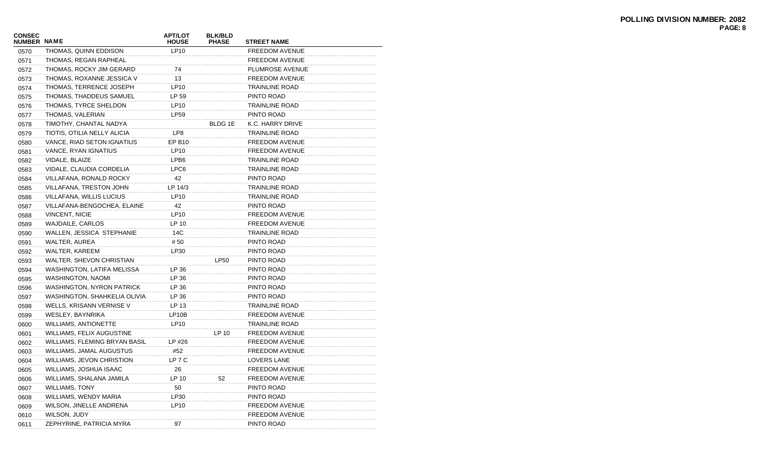**POLLING DIVISION NUMBER: 2082**

| CONSEC NUMBER | NAME | APT/LOT HOUSE | BLK/BLD PHASE | STREET NAME |
|---|---|---|---|---|
| 0570 | THOMAS, QUINN EDDISON | LP10 | | FREEDOM AVENUE |
| 0571 | THOMAS, REGAN RAPHEAL | | | FREEDOM AVENUE |
| 0572 | THOMAS, ROCKY JIM GERARD | 74 | | PLUMROSE AVENUE |
| 0573 | THOMAS, ROXANNE JESSICA V | 13 | | FREEDOM AVENUE |
| 0574 | THOMAS, TERRENCE JOSEPH | LP10 | | TRAINLINE ROAD |
| 0575 | THOMAS, THADDEUS SAMUEL | LP 59 | | PINTO ROAD |
| 0576 | THOMAS, TYRCE SHELDON | LP10 | | TRAINLINE ROAD |
| 0577 | THOMAS, VALERIAN | LP59 | | PINTO ROAD |
| 0578 | TIMOTHY, CHANTAL NADYA | | BLDG 1E | K.C. HARRY DRIVE |
| 0579 | TIOTIS, OTILIA NELLY ALICIA | LP8 | | TRAINLINE ROAD |
| 0580 | VANCE, RIAD SETON IGNATIUS | EP B10 | | FREEDOM AVENUE |
| 0581 | VANCE, RYAN IGNATIUS | LP10 | | FREEDOM AVENUE |
| 0582 | VIDALE, BLAIZE | LPB6 | | TRAINLINE ROAD |
| 0583 | VIDALE, CLAUDIA CORDELIA | LPC6 | | TRAINLINE ROAD |
| 0584 | VILLAFANA, RONALD ROCKY | 42 | | PINTO ROAD |
| 0585 | VILLAFANA, TRESTON JOHN | LP 14/3 | | TRAINLINE ROAD |
| 0586 | VILLAFANA, WILLIS LUCIUS | LP10 | | TRAINLINE ROAD |
| 0587 | VILLAFANA-BENGOCHEA, ELAINE | 42 | | PINTO ROAD |
| 0588 | VINCENT, NICIE | LP10 | | FREEDOM AVENUE |
| 0589 | WAJDAILE, CARLOS | LP 10 | | FREEDOM AVENUE |
| 0590 | WALLEN, JESSICA STEPHANIE | 14C | | TRAINLINE ROAD |
| 0591 | WALTER, AUREA | # 50 | | PINTO ROAD |
| 0592 | WALTER, KAREEM | LP30 | | PINTO ROAD |
| 0593 | WALTER, SHEVON CHRISTIAN | | LP50 | PINTO ROAD |
| 0594 | WASHINGTON, LATIFA MELISSA | LP 36 | | PINTO ROAD |
| 0595 | WASHINGTON, NAOMI | LP 36 | | PINTO ROAD |
| 0596 | WASHINGTON, NYRON PATRICK | LP 36 | | PINTO ROAD |
| 0597 | WASHINGTON, SHAHKELIA OLIVIA | LP 36 | | PINTO ROAD |
| 0598 | WELLS, KRISANN VERNISE V | LP 13 | | TRAINLINE ROAD |
| 0599 | WESLEY, BAYNRIKA | LP10B | | FREEDOM AVENUE |
| 0600 | WILLIAMS, ANTIONETTE | LP10 | | TRAINLINE ROAD |
| 0601 | WILLIAMS, FELIX AUGUSTINE | | LP 10 | FREEDOM AVENUE |
| 0602 | WILLIAMS, FLEMING BRYAN BASIL | LP #26 | | FREEDOM AVENUE |
| 0603 | WILLIAMS, JAMAL AUGUSTUS | #52 | | FREEDOM AVENUE |
| 0604 | WILLIAMS, JEVON CHRISTION | LP 7 C | | LOVERS LANE |
| 0605 | WILLIAMS, JOSHUA ISAAC | 26 | | FREEDOM AVENUE |
| 0606 | WILLIAMS, SHALANA JAMILA | LP 10 | 52 | FREEDOM AVENUE |
| 0607 | WILLIAMS, TONY | 50 | | PINTO ROAD |
| 0608 | WILLIAMS, WENDY MARIA | LP30 | | PINTO ROAD |
| 0609 | WILSON, JINELLE ANDRENA | LP10 | | FREEDOM AVENUE |
| 0610 | WILSON, JUDY | | | FREEDOM AVENUE |
| 0611 | ZEPHYRINE, PATRICIA MYRA | 97 | | PINTO ROAD |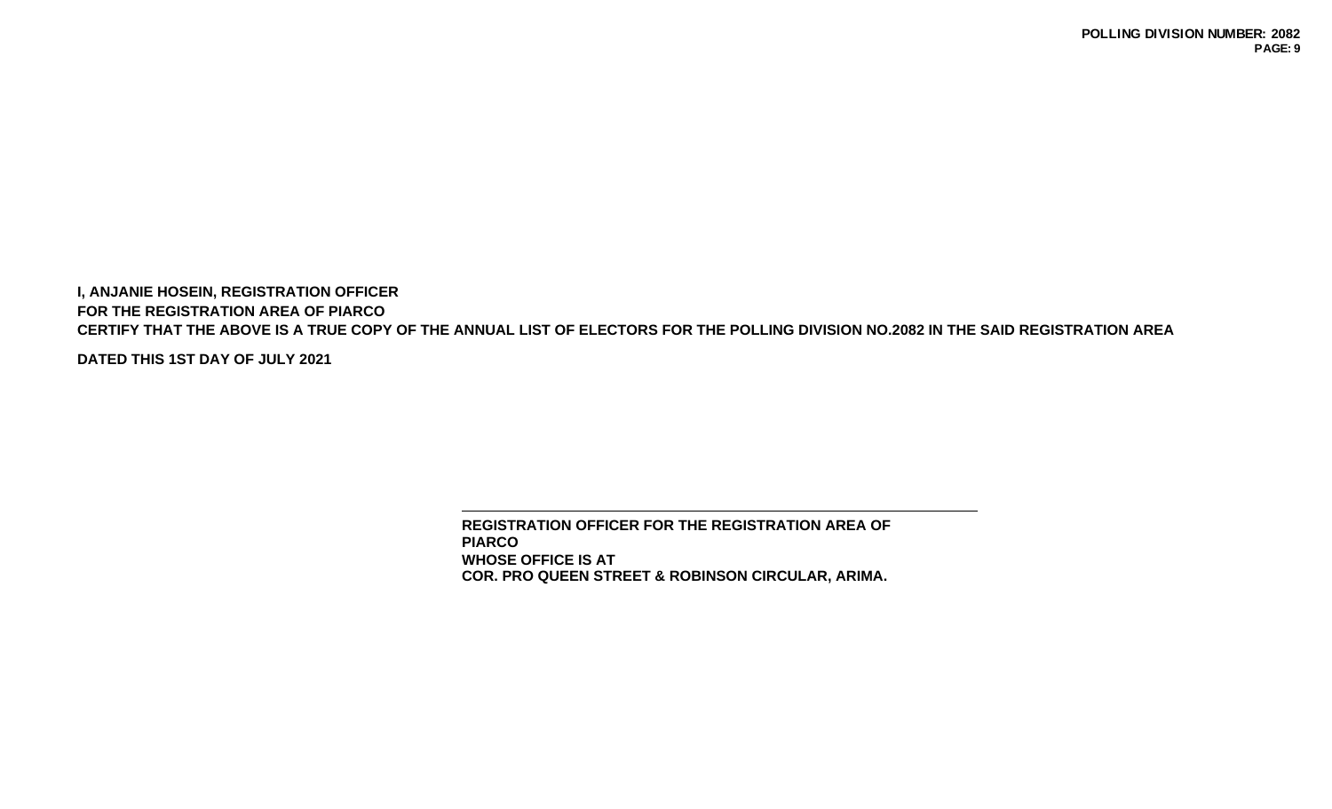**I, ANJANIE HOSEIN, REGISTRATION OFFICER**
**FOR THE REGISTRATION AREA OF PIARCO**
**CERTIFY THAT THE ABOVE IS A TRUE COPY OF THE ANNUAL LIST OF ELECTORS FOR THE POLLING DIVISION NO.2082 IN THE SAID REGISTRATION AREA**

**DATED THIS 1ST DAY OF JULY 2021**

---

**REGISTRATION OFFICER FOR THE REGISTRATION AREA OF PIARCO**
**WHOSE OFFICE IS AT**
**COR. PRO QUEEN STREET & ROBINSON CIRCULAR, ARIMA.**